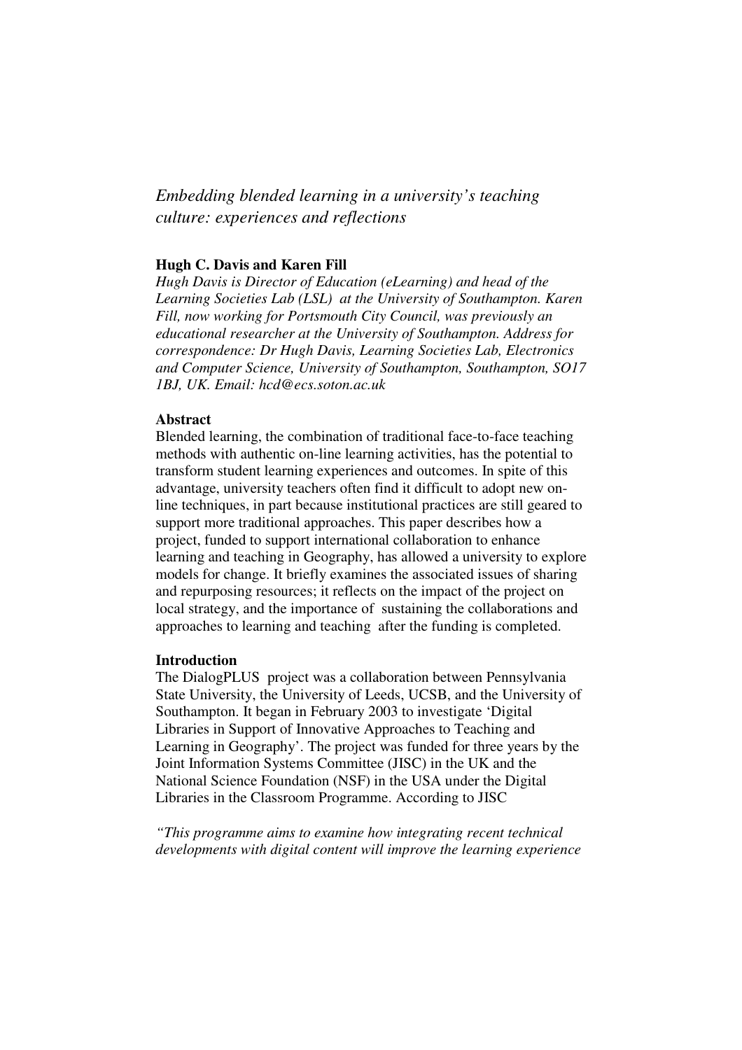# *Embedding blended learning in a university's teaching culture: experiences and reflections*

**Hugh C. Davis and Karen Fill**

*Hugh Davis is Director of Education (eLearning) and head of the Learning Societies Lab (LSL) at the University of Southampton. Karen Fill, now working for Portsmouth City Council, was previously an educational researcher at the University of Southampton. Address for correspondence: Dr Hugh Davis, Learning Societies Lab, Electronics and Computer Science, University of Southampton, Southampton, SO17 1BJ, UK. Email: hcd@ecs.soton.ac.uk*

## Abstract

Blended learning, the combination of traditional face-to-face teaching methods with authentic on-line learning activities, has the potential to transform student learning experiences and outcomes. In spite of this advantage, university teachers often find it difficult to adopt new on-line techniques, in part because institutional practices are still geared to support more traditional approaches. This paper describes how a project, funded to support international collaboration to enhance learning and teaching in Geography, has allowed a university to explore models for change. It briefly examines the associated issues of sharing and repurposing resources; it reflects on the impact of the project on local strategy, and the importance of sustaining the collaborations and approaches to learning and teaching after the funding is completed.

## Introduction

The DialogPLUS project was a collaboration between Pennsylvania State University, the University of Leeds, UCSB, and the University of Southampton. It began in February 2003 to investigate 'Digital Libraries in Support of Innovative Approaches to Teaching and Learning in Geography'. The project was funded for three years by the Joint Information Systems Committee (JISC) in the UK and the National Science Foundation (NSF) in the USA under the Digital Libraries in the Classroom Programme. According to JISC

*"This programme aims to examine how integrating recent technical developments with digital content will improve the learning experience*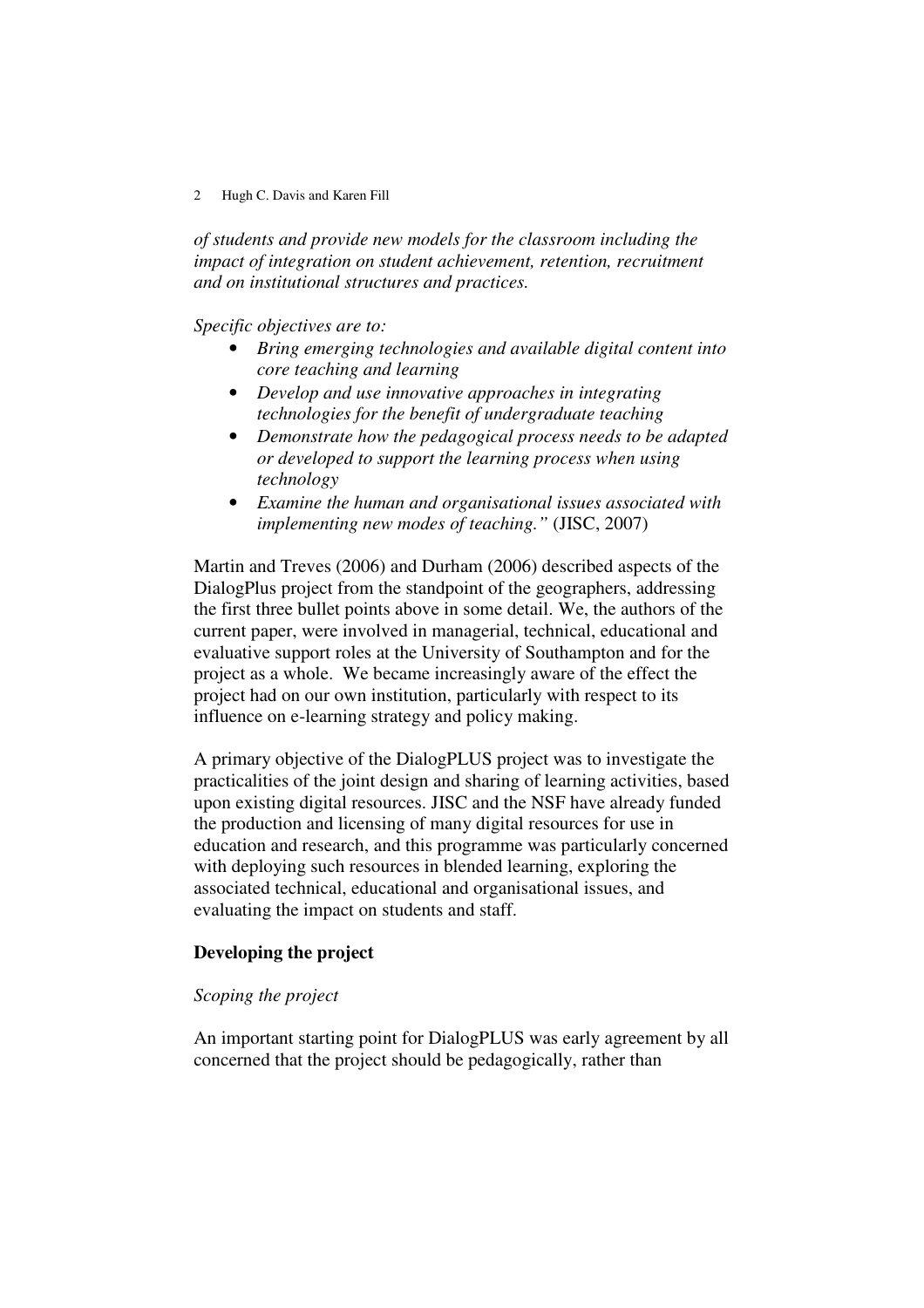*of students and provide new models for the classroom including the impact of integration on student achievement, retention, recruitment and on institutional structures and practices.*

*Specific objectives are to:*

- *Bring emerging technologies and available digital content into core teaching and learning*
- *Develop and use innovative approaches in integrating technologies for the benefit of undergraduate teaching*
- *Demonstrate how the pedagogical process needs to be adapted or developed to support the learning process when using technology*
- *Examine the human and organisational issues associated with implementing new modes of teaching."* (JISC, 2007)

Martin and Treves (2006) and Durham (2006) described aspects of the DialogPlus project from the standpoint of the geographers, addressing the first three bullet points above in some detail. We, the authors of the current paper, were involved in managerial, technical, educational and evaluative support roles at the University of Southampton and for the project as a whole. We became increasingly aware of the effect the project had on our own institution, particularly with respect to its influence on e-learning strategy and policy making.

A primary objective of the DialogPLUS project was to investigate the practicalities of the joint design and sharing of learning activities, based upon existing digital resources. JISC and the NSF have already funded the production and licensing of many digital resources for use in education and research, and this programme was particularly concerned with deploying such resources in blended learning, exploring the associated technical, educational and organisational issues, and evaluating the impact on students and staff.

## Developing the project

### *Scoping the project*

An important starting point for DialogPLUS was early agreement by all concerned that the project should be pedagogically, rather than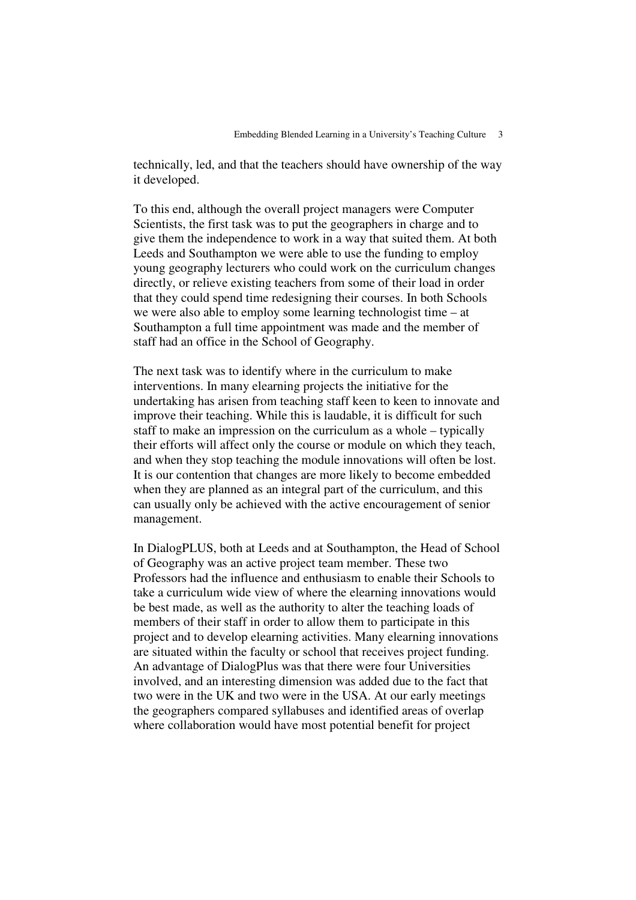technically, led, and that the teachers should have ownership of the way it developed.

To this end, although the overall project managers were Computer Scientists, the first task was to put the geographers in charge and to give them the independence to work in a way that suited them. At both Leeds and Southampton we were able to use the funding to employ young geography lecturers who could work on the curriculum changes directly, or relieve existing teachers from some of their load in order that they could spend time redesigning their courses. In both Schools we were also able to employ some learning technologist time – at Southampton a full time appointment was made and the member of staff had an office in the School of Geography.

The next task was to identify where in the curriculum to make interventions. In many elearning projects the initiative for the undertaking has arisen from teaching staff keen to keen to innovate and improve their teaching. While this is laudable, it is difficult for such staff to make an impression on the curriculum as a whole – typically their efforts will affect only the course or module on which they teach, and when they stop teaching the module innovations will often be lost. It is our contention that changes are more likely to become embedded when they are planned as an integral part of the curriculum, and this can usually only be achieved with the active encouragement of senior management.

In DialogPLUS, both at Leeds and at Southampton, the Head of School of Geography was an active project team member. These two Professors had the influence and enthusiasm to enable their Schools to take a curriculum wide view of where the elearning innovations would be best made, as well as the authority to alter the teaching loads of members of their staff in order to allow them to participate in this project and to develop elearning activities. Many elearning innovations are situated within the faculty or school that receives project funding. An advantage of DialogPlus was that there were four Universities involved, and an interesting dimension was added due to the fact that two were in the UK and two were in the USA. At our early meetings the geographers compared syllabuses and identified areas of overlap where collaboration would have most potential benefit for project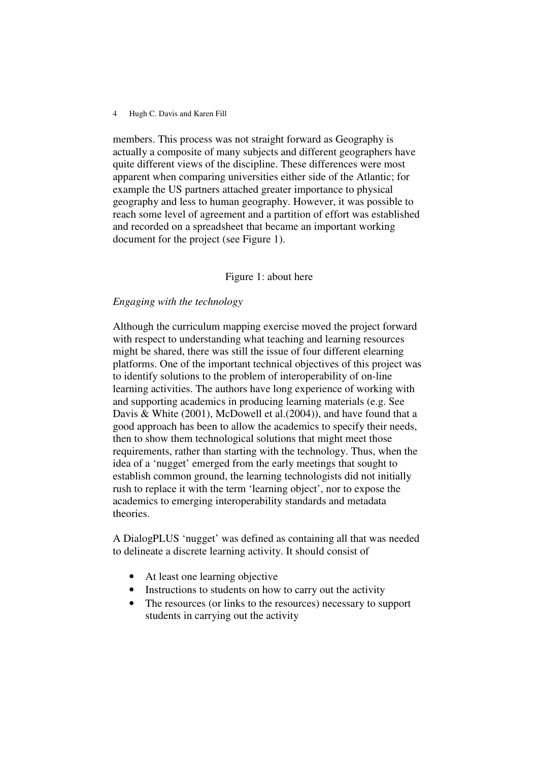members. This process was not straight forward as Geography is actually a composite of many subjects and different geographers have quite different views of the discipline. These differences were most apparent when comparing universities either side of the Atlantic; for example the US partners attached greater importance to physical geography and less to human geography. However, it was possible to reach some level of agreement and a partition of effort was established and recorded on a spreadsheet that became an important working document for the project (see Figure 1).

Figure 1: about here

*Engaging with the technology*

Although the curriculum mapping exercise moved the project forward with respect to understanding what teaching and learning resources might be shared, there was still the issue of four different elearning platforms. One of the important technical objectives of this project was to identify solutions to the problem of interoperability of on-line learning activities. The authors have long experience of working with and supporting academics in producing learning materials (e.g. See Davis & White (2001), McDowell et al.(2004)), and have found that a good approach has been to allow the academics to specify their needs, then to show them technological solutions that might meet those requirements, rather than starting with the technology. Thus, when the idea of a 'nugget' emerged from the early meetings that sought to establish common ground, the learning technologists did not initially rush to replace it with the term 'learning object', nor to expose the academics to emerging interoperability standards and metadata theories.

A DialogPLUS 'nugget' was defined as containing all that was needed to delineate a discrete learning activity. It should consist of

- At least one learning objective
- Instructions to students on how to carry out the activity
- The resources (or links to the resources) necessary to support students in carrying out the activity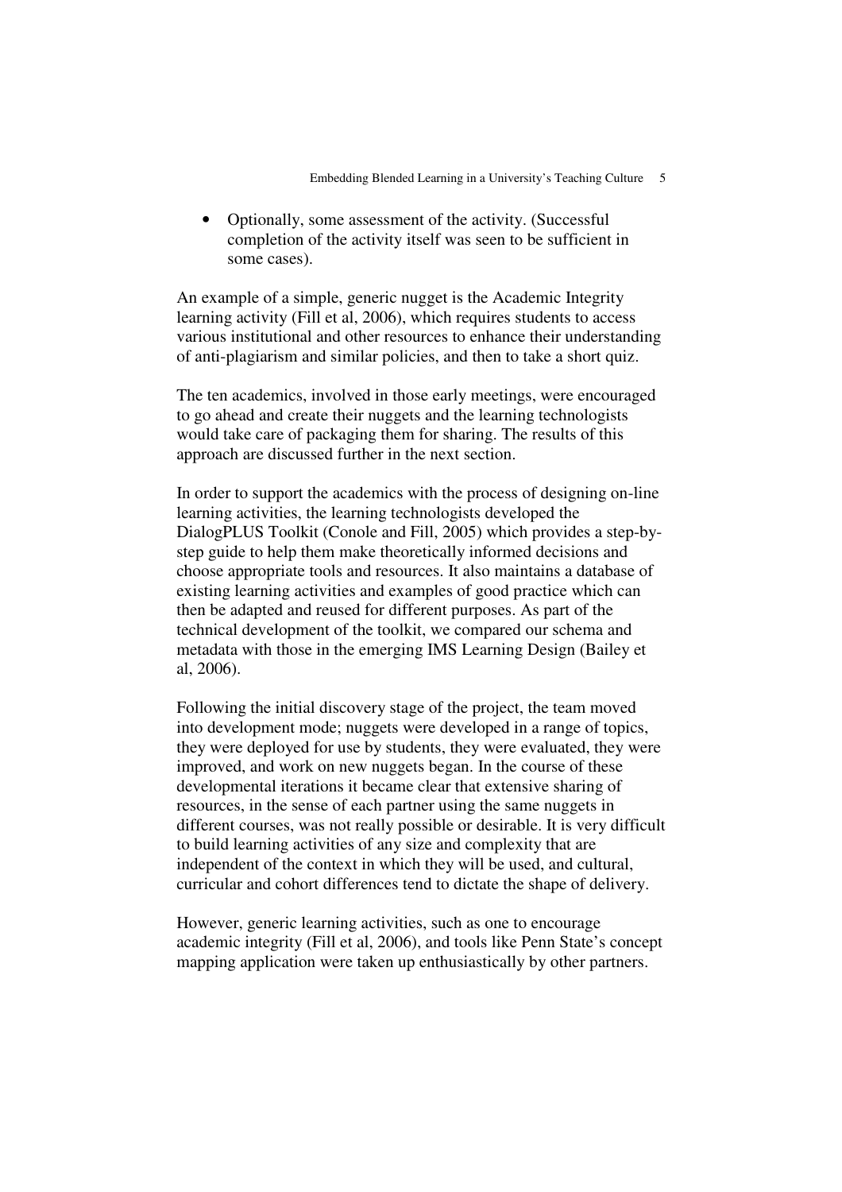- Optionally, some assessment of the activity. (Successful completion of the activity itself was seen to be sufficient in some cases).

An example of a simple, generic nugget is the Academic Integrity learning activity (Fill et al, 2006), which requires students to access various institutional and other resources to enhance their understanding of anti-plagiarism and similar policies, and then to take a short quiz.

The ten academics, involved in those early meetings, were encouraged to go ahead and create their nuggets and the learning technologists would take care of packaging them for sharing. The results of this approach are discussed further in the next section.

In order to support the academics with the process of designing on-line learning activities, the learning technologists developed the DialogPLUS Toolkit (Conole and Fill, 2005) which provides a step-by-step guide to help them make theoretically informed decisions and choose appropriate tools and resources. It also maintains a database of existing learning activities and examples of good practice which can then be adapted and reused for different purposes. As part of the technical development of the toolkit, we compared our schema and metadata with those in the emerging IMS Learning Design (Bailey et al, 2006).

Following the initial discovery stage of the project, the team moved into development mode; nuggets were developed in a range of topics, they were deployed for use by students, they were evaluated, they were improved, and work on new nuggets began. In the course of these developmental iterations it became clear that extensive sharing of resources, in the sense of each partner using the same nuggets in different courses, was not really possible or desirable. It is very difficult to build learning activities of any size and complexity that are independent of the context in which they will be used, and cultural, curricular and cohort differences tend to dictate the shape of delivery.

However, generic learning activities, such as one to encourage academic integrity (Fill et al, 2006), and tools like Penn State's concept mapping application were taken up enthusiastically by other partners.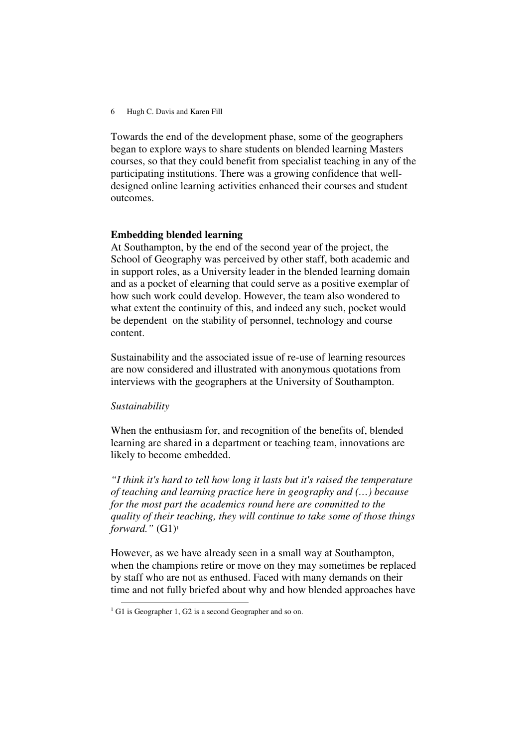Towards the end of the development phase, some of the geographers began to explore ways to share students on blended learning Masters courses, so that they could benefit from specialist teaching in any of the participating institutions. There was a growing confidence that well-designed online learning activities enhanced their courses and student outcomes.

## Embedding blended learning

At Southampton, by the end of the second year of the project, the School of Geography was perceived by other staff, both academic and in support roles, as a University leader in the blended learning domain and as a pocket of elearning that could serve as a positive exemplar of how such work could develop. However, the team also wondered to what extent the continuity of this, and indeed any such, pocket would be dependent on the stability of personnel, technology and course content.

Sustainability and the associated issue of re-use of learning resources are now considered and illustrated with anonymous quotations from interviews with the geographers at the University of Southampton.

### *Sustainability*

When the enthusiasm for, and recognition of the benefits of, blended learning are shared in a department or teaching team, innovations are likely to become embedded.

*"I think it's hard to tell how long it lasts but it's raised the temperature of teaching and learning practice here in geography and (…) because for the most part the academics round here are committed to the quality of their teaching, they will continue to take some of those things forward."* (G1)[1]

However, as we have already seen in a small way at Southampton, when the champions retire or move on they may sometimes be replaced by staff who are not as enthused. Faced with many demands on their time and not fully briefed about why and how blended approaches have

[1] G1 is Geographer 1, G2 is a second Geographer and so on.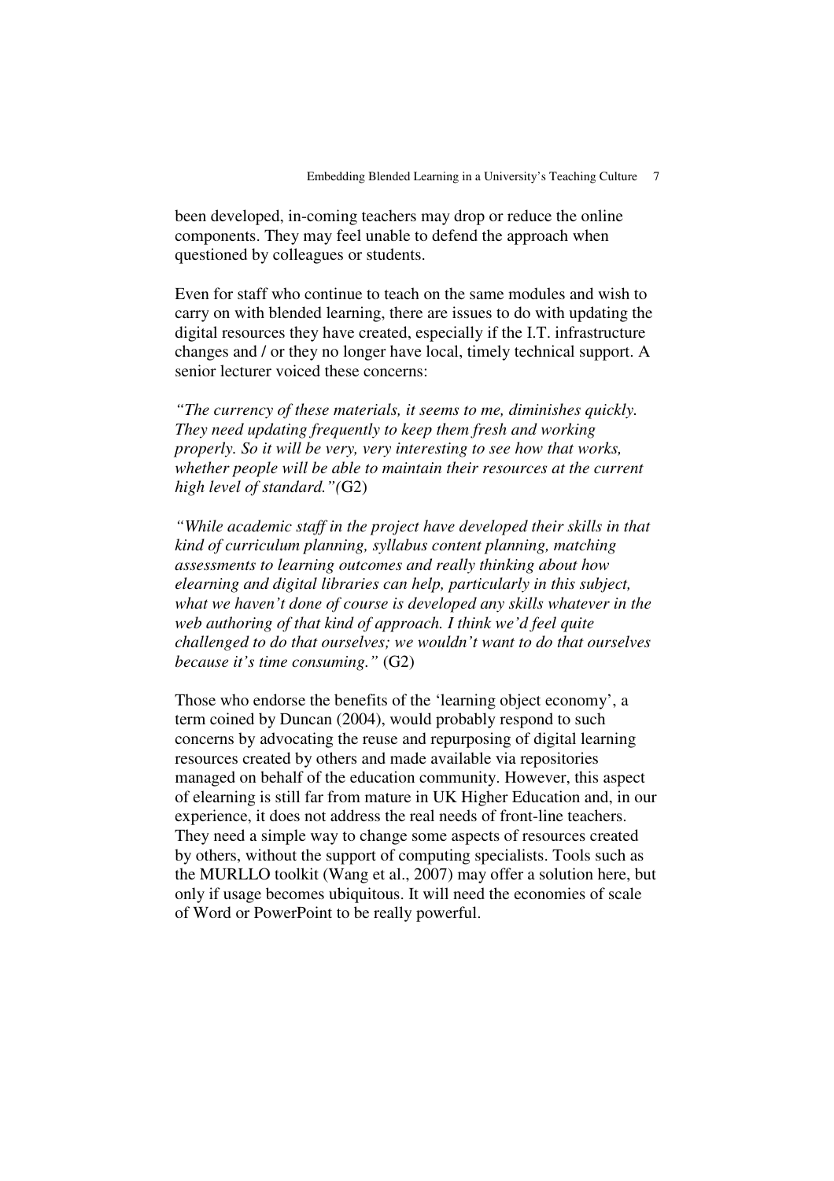been developed, in-coming teachers may drop or reduce the online components. They may feel unable to defend the approach when questioned by colleagues or students.

Even for staff who continue to teach on the same modules and wish to carry on with blended learning, there are issues to do with updating the digital resources they have created, especially if the I.T. infrastructure changes and / or they no longer have local, timely technical support. A senior lecturer voiced these concerns:

*"The currency of these materials, it seems to me, diminishes quickly. They need updating frequently to keep them fresh and working properly. So it will be very, very interesting to see how that works, whether people will be able to maintain their resources at the current high level of standard."(*G2)

*"While academic staff in the project have developed their skills in that kind of curriculum planning, syllabus content planning, matching assessments to learning outcomes and really thinking about how elearning and digital libraries can help, particularly in this subject, what we haven't done of course is developed any skills whatever in the web authoring of that kind of approach. I think we'd feel quite challenged to do that ourselves; we wouldn't want to do that ourselves because it's time consuming."* (G2)

Those who endorse the benefits of the 'learning object economy', a term coined by Duncan (2004), would probably respond to such concerns by advocating the reuse and repurposing of digital learning resources created by others and made available via repositories managed on behalf of the education community. However, this aspect of elearning is still far from mature in UK Higher Education and, in our experience, it does not address the real needs of front-line teachers. They need a simple way to change some aspects of resources created by others, without the support of computing specialists. Tools such as the MURLLO toolkit (Wang et al., 2007) may offer a solution here, but only if usage becomes ubiquitous. It will need the economies of scale of Word or PowerPoint to be really powerful.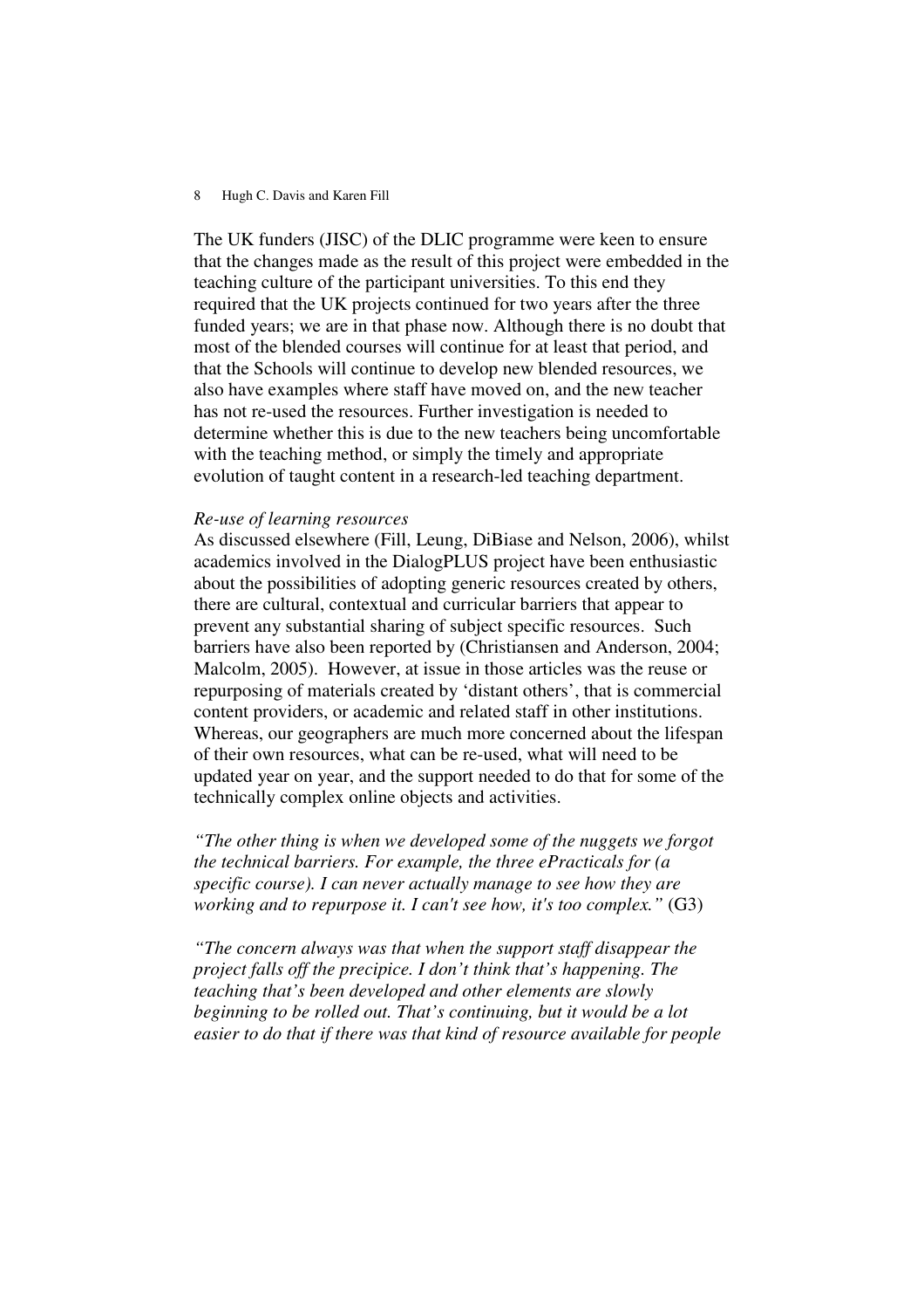The UK funders (JISC) of the DLIC programme were keen to ensure that the changes made as the result of this project were embedded in the teaching culture of the participant universities. To this end they required that the UK projects continued for two years after the three funded years; we are in that phase now. Although there is no doubt that most of the blended courses will continue for at least that period, and that the Schools will continue to develop new blended resources, we also have examples where staff have moved on, and the new teacher has not re-used the resources. Further investigation is needed to determine whether this is due to the new teachers being uncomfortable with the teaching method, or simply the timely and appropriate evolution of taught content in a research-led teaching department.

*Re-use of learning resources*

As discussed elsewhere (Fill, Leung, DiBiase and Nelson, 2006), whilst academics involved in the DialogPLUS project have been enthusiastic about the possibilities of adopting generic resources created by others, there are cultural, contextual and curricular barriers that appear to prevent any substantial sharing of subject specific resources. Such barriers have also been reported by (Christiansen and Anderson, 2004; Malcolm, 2005). However, at issue in those articles was the reuse or repurposing of materials created by 'distant others', that is commercial content providers, or academic and related staff in other institutions. Whereas, our geographers are much more concerned about the lifespan of their own resources, what can be re-used, what will need to be updated year on year, and the support needed to do that for some of the technically complex online objects and activities.

*"The other thing is when we developed some of the nuggets we forgot the technical barriers. For example, the three ePracticals for (a specific course). I can never actually manage to see how they are working and to repurpose it. I can't see how, it's too complex."* (G3)

*"The concern always was that when the support staff disappear the project falls off the precipice. I don't think that's happening. The teaching that's been developed and other elements are slowly beginning to be rolled out. That's continuing, but it would be a lot easier to do that if there was that kind of resource available for people*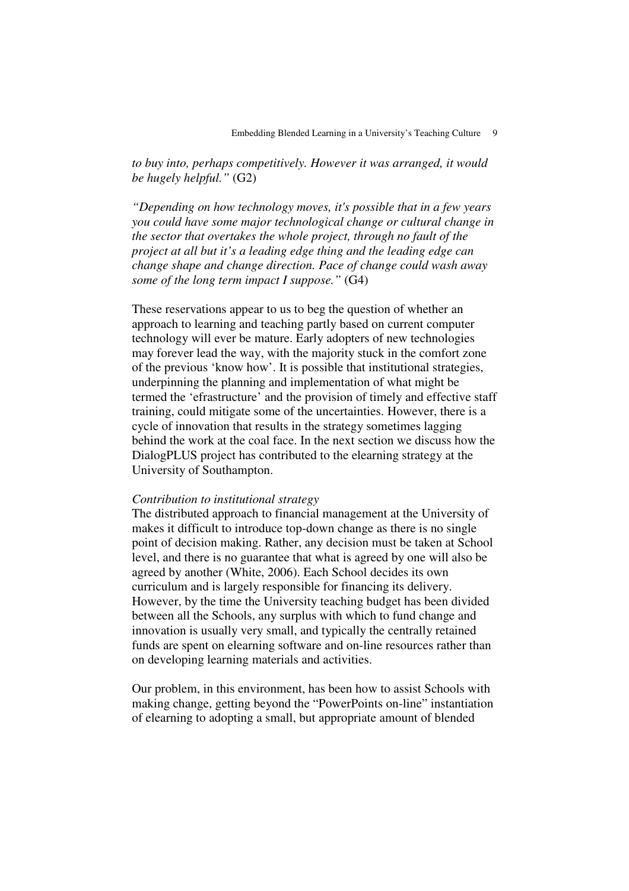*to buy into, perhaps competitively. However it was arranged, it would be hugely helpful."* (G2)

*"Depending on how technology moves, it's possible that in a few years you could have some major technological change or cultural change in the sector that overtakes the whole project, through no fault of the project at all but it's a leading edge thing and the leading edge can change shape and change direction. Pace of change could wash away some of the long term impact I suppose."* (G4)

These reservations appear to us to beg the question of whether an approach to learning and teaching partly based on current computer technology will ever be mature. Early adopters of new technologies may forever lead the way, with the majority stuck in the comfort zone of the previous 'know how'. It is possible that institutional strategies, underpinning the planning and implementation of what might be termed the 'efrastructure' and the provision of timely and effective staff training, could mitigate some of the uncertainties. However, there is a cycle of innovation that results in the strategy sometimes lagging behind the work at the coal face. In the next section we discuss how the DialogPLUS project has contributed to the elearning strategy at the University of Southampton.

*Contribution to institutional strategy*

The distributed approach to financial management at the University of makes it difficult to introduce top-down change as there is no single point of decision making. Rather, any decision must be taken at School level, and there is no guarantee that what is agreed by one will also be agreed by another (White, 2006). Each School decides its own curriculum and is largely responsible for financing its delivery. However, by the time the University teaching budget has been divided between all the Schools, any surplus with which to fund change and innovation is usually very small, and typically the centrally retained funds are spent on elearning software and on-line resources rather than on developing learning materials and activities.

Our problem, in this environment, has been how to assist Schools with making change, getting beyond the "PowerPoints on-line" instantiation of elearning to adopting a small, but appropriate amount of blended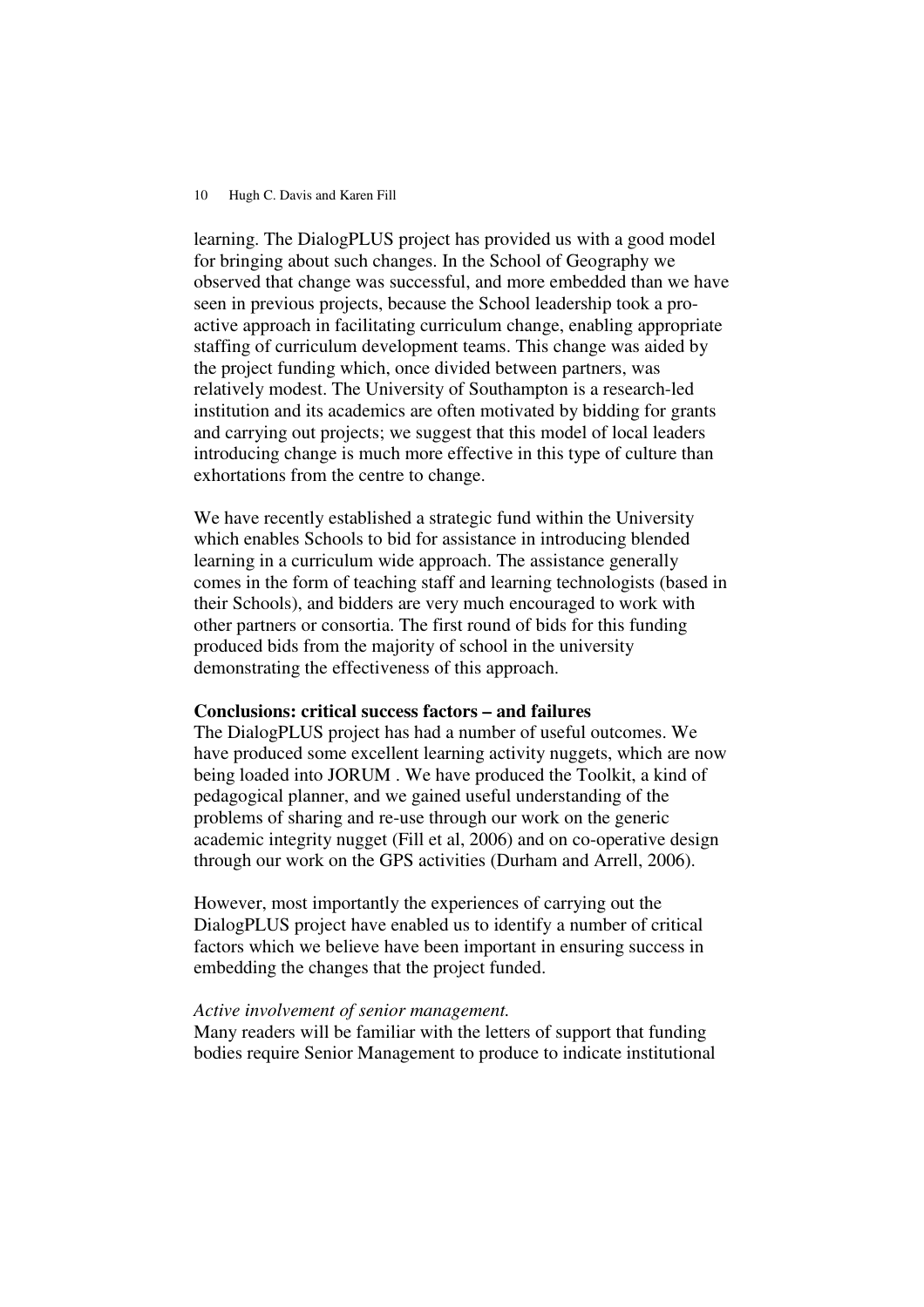learning. The DialogPLUS project has provided us with a good model for bringing about such changes. In the School of Geography we observed that change was successful, and more embedded than we have seen in previous projects, because the School leadership took a pro-active approach in facilitating curriculum change, enabling appropriate staffing of curriculum development teams. This change was aided by the project funding which, once divided between partners, was relatively modest. The University of Southampton is a research-led institution and its academics are often motivated by bidding for grants and carrying out projects; we suggest that this model of local leaders introducing change is much more effective in this type of culture than exhortations from the centre to change.

We have recently established a strategic fund within the University which enables Schools to bid for assistance in introducing blended learning in a curriculum wide approach. The assistance generally comes in the form of teaching staff and learning technologists (based in their Schools), and bidders are very much encouraged to work with other partners or consortia. The first round of bids for this funding produced bids from the majority of school in the university demonstrating the effectiveness of this approach.

**Conclusions: critical success factors – and failures**

The DialogPLUS project has had a number of useful outcomes. We have produced some excellent learning activity nuggets, which are now being loaded into JORUM . We have produced the Toolkit, a kind of pedagogical planner, and we gained useful understanding of the problems of sharing and re-use through our work on the generic academic integrity nugget (Fill et al, 2006) and on co-operative design through our work on the GPS activities (Durham and Arrell, 2006).

However, most importantly the experiences of carrying out the DialogPLUS project have enabled us to identify a number of critical factors which we believe have been important in ensuring success in embedding the changes that the project funded.

*Active involvement of senior management.*

Many readers will be familiar with the letters of support that funding bodies require Senior Management to produce to indicate institutional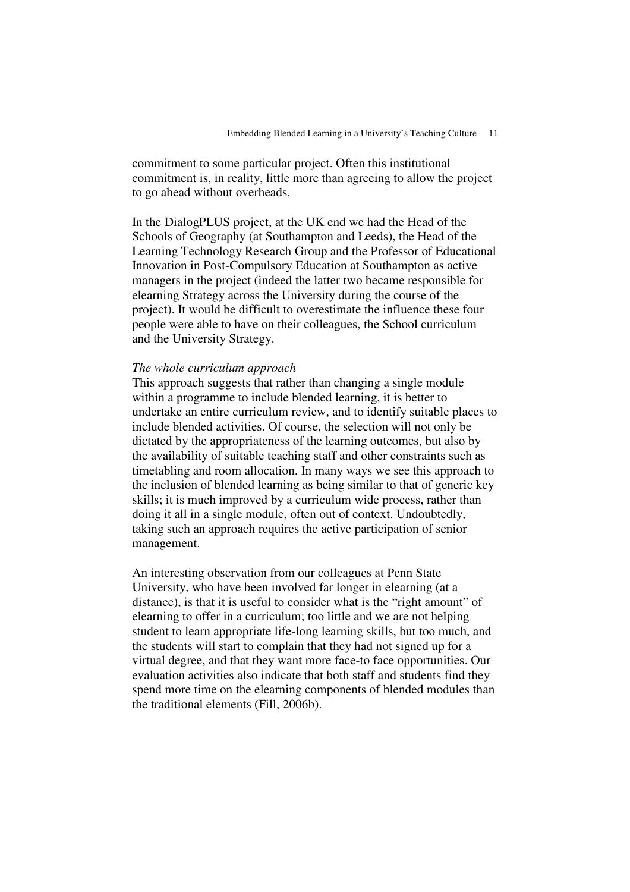commitment to some particular project. Often this institutional commitment is, in reality, little more than agreeing to allow the project to go ahead without overheads.

In the DialogPLUS project, at the UK end we had the Head of the Schools of Geography (at Southampton and Leeds), the Head of the Learning Technology Research Group and the Professor of Educational Innovation in Post-Compulsory Education at Southampton as active managers in the project (indeed the latter two became responsible for elearning Strategy across the University during the course of the project). It would be difficult to overestimate the influence these four people were able to have on their colleagues, the School curriculum and the University Strategy.

*The whole curriculum approach*

This approach suggests that rather than changing a single module within a programme to include blended learning, it is better to undertake an entire curriculum review, and to identify suitable places to include blended activities. Of course, the selection will not only be dictated by the appropriateness of the learning outcomes, but also by the availability of suitable teaching staff and other constraints such as timetabling and room allocation. In many ways we see this approach to the inclusion of blended learning as being similar to that of generic key skills; it is much improved by a curriculum wide process, rather than doing it all in a single module, often out of context. Undoubtedly, taking such an approach requires the active participation of senior management.

An interesting observation from our colleagues at Penn State University, who have been involved far longer in elearning (at a distance), is that it is useful to consider what is the "right amount" of elearning to offer in a curriculum; too little and we are not helping student to learn appropriate life-long learning skills, but too much, and the students will start to complain that they had not signed up for a virtual degree, and that they want more face-to face opportunities. Our evaluation activities also indicate that both staff and students find they spend more time on the elearning components of blended modules than the traditional elements (Fill, 2006b).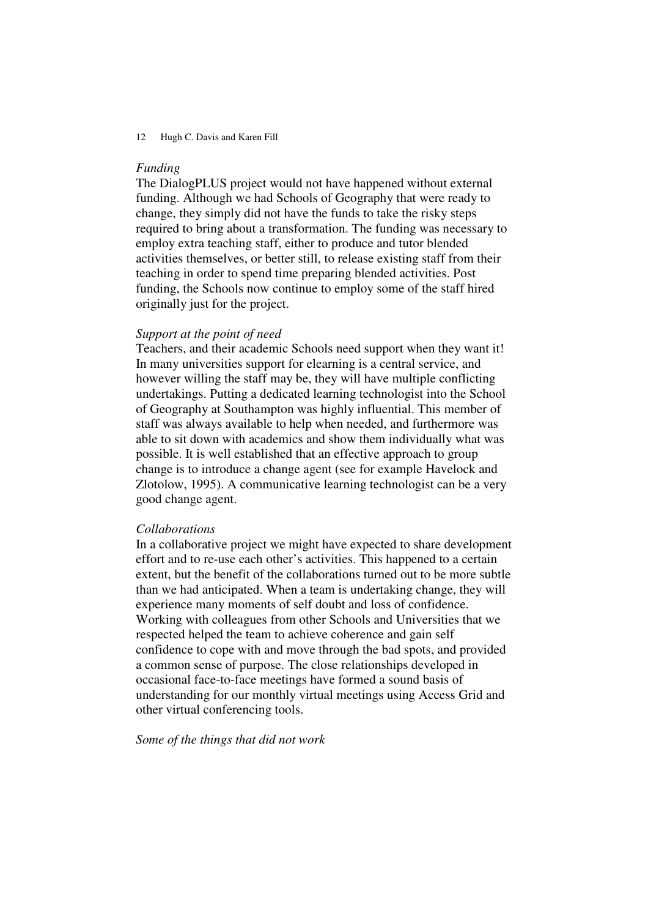*Funding*

The DialogPLUS project would not have happened without external funding. Although we had Schools of Geography that were ready to change, they simply did not have the funds to take the risky steps required to bring about a transformation. The funding was necessary to employ extra teaching staff, either to produce and tutor blended activities themselves, or better still, to release existing staff from their teaching in order to spend time preparing blended activities. Post funding, the Schools now continue to employ some of the staff hired originally just for the project.

*Support at the point of need*

Teachers, and their academic Schools need support when they want it! In many universities support for elearning is a central service, and however willing the staff may be, they will have multiple conflicting undertakings. Putting a dedicated learning technologist into the School of Geography at Southampton was highly influential. This member of staff was always available to help when needed, and furthermore was able to sit down with academics and show them individually what was possible. It is well established that an effective approach to group change is to introduce a change agent (see for example Havelock and Zlotolow, 1995). A communicative learning technologist can be a very good change agent.

*Collaborations*

In a collaborative project we might have expected to share development effort and to re-use each other's activities. This happened to a certain extent, but the benefit of the collaborations turned out to be more subtle than we had anticipated. When a team is undertaking change, they will experience many moments of self doubt and loss of confidence. Working with colleagues from other Schools and Universities that we respected helped the team to achieve coherence and gain self confidence to cope with and move through the bad spots, and provided a common sense of purpose. The close relationships developed in occasional face-to-face meetings have formed a sound basis of understanding for our monthly virtual meetings using Access Grid and other virtual conferencing tools.

*Some of the things that did not work*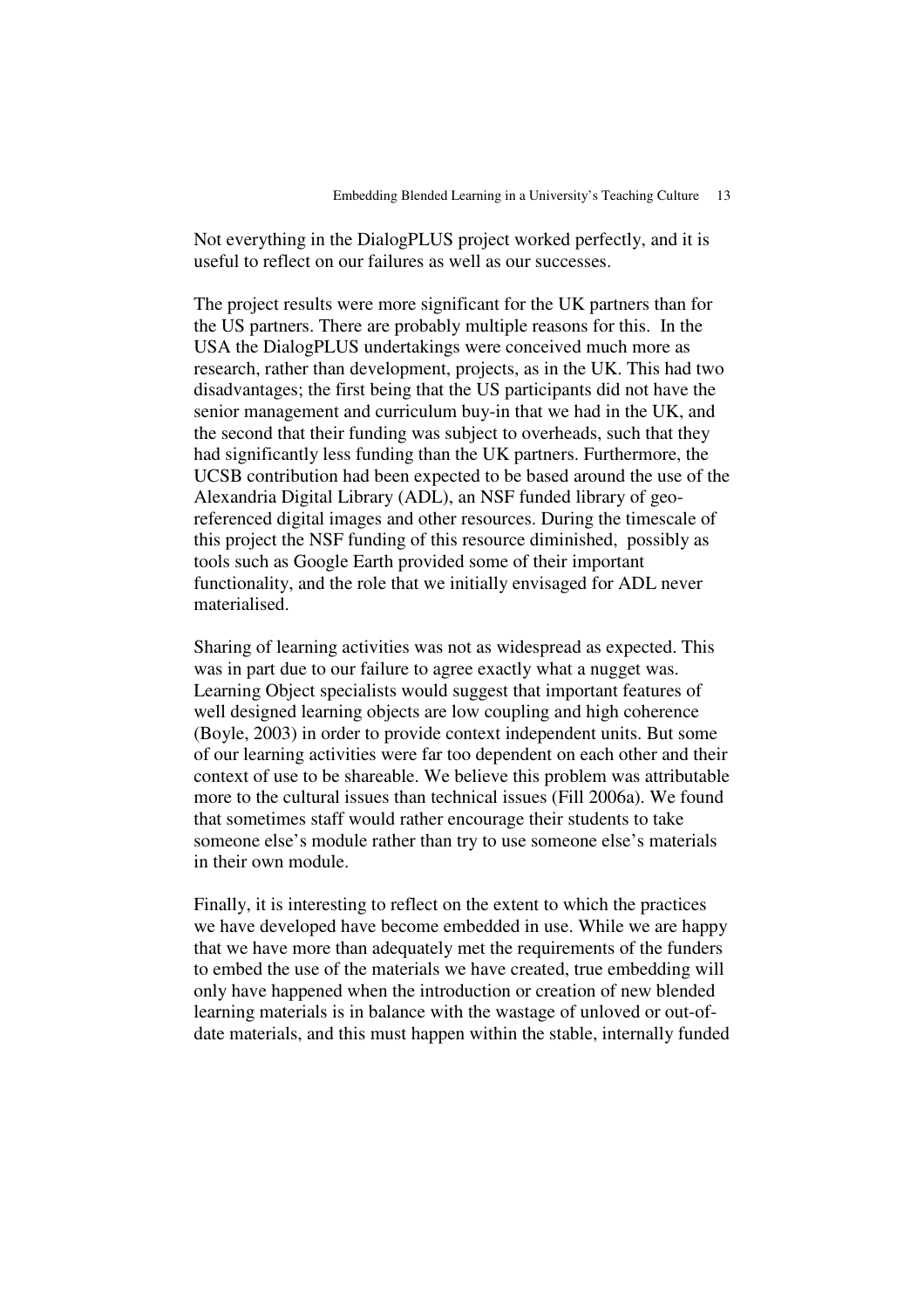Not everything in the DialogPLUS project worked perfectly, and it is useful to reflect on our failures as well as our successes.

The project results were more significant for the UK partners than for the US partners. There are probably multiple reasons for this. In the USA the DialogPLUS undertakings were conceived much more as research, rather than development, projects, as in the UK. This had two disadvantages; the first being that the US participants did not have the senior management and curriculum buy-in that we had in the UK, and the second that their funding was subject to overheads, such that they had significantly less funding than the UK partners. Furthermore, the UCSB contribution had been expected to be based around the use of the Alexandria Digital Library (ADL), an NSF funded library of geo-referenced digital images and other resources. During the timescale of this project the NSF funding of this resource diminished, possibly as tools such as Google Earth provided some of their important functionality, and the role that we initially envisaged for ADL never materialised.

Sharing of learning activities was not as widespread as expected. This was in part due to our failure to agree exactly what a nugget was. Learning Object specialists would suggest that important features of well designed learning objects are low coupling and high coherence (Boyle, 2003) in order to provide context independent units. But some of our learning activities were far too dependent on each other and their context of use to be shareable. We believe this problem was attributable more to the cultural issues than technical issues (Fill 2006a). We found that sometimes staff would rather encourage their students to take someone else's module rather than try to use someone else's materials in their own module.

Finally, it is interesting to reflect on the extent to which the practices we have developed have become embedded in use. While we are happy that we have more than adequately met the requirements of the funders to embed the use of the materials we have created, true embedding will only have happened when the introduction or creation of new blended learning materials is in balance with the wastage of unloved or out-of-date materials, and this must happen within the stable, internally funded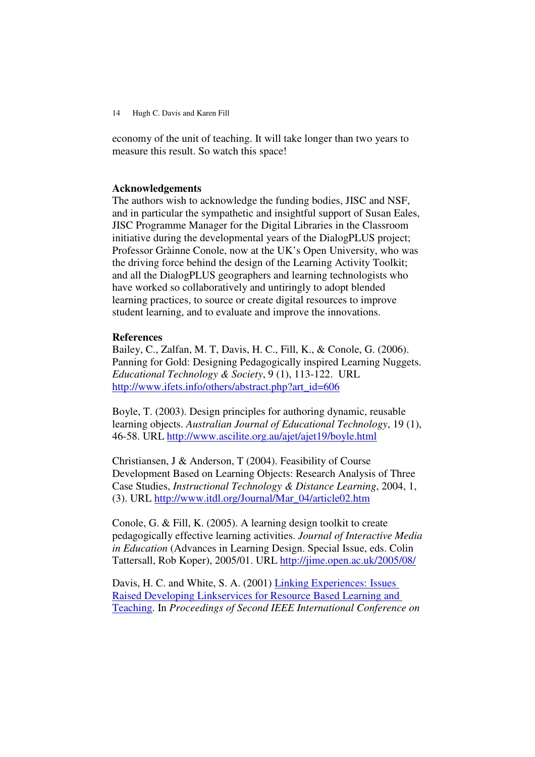economy of the unit of teaching. It will take longer than two years to measure this result. So watch this space!

## Acknowledgements

The authors wish to acknowledge the funding bodies, JISC and NSF, and in particular the sympathetic and insightful support of Susan Eales, JISC Programme Manager for the Digital Libraries in the Classroom initiative during the developmental years of the DialogPLUS project; Professor Gràinne Conole, now at the UK's Open University, who was the driving force behind the design of the Learning Activity Toolkit; and all the DialogPLUS geographers and learning technologists who have worked so collaboratively and untiringly to adopt blended learning practices, to source or create digital resources to improve student learning, and to evaluate and improve the innovations.

## References

Bailey, C., Zalfan, M. T, Davis, H. C., Fill, K., & Conole, G. (2006). Panning for Gold: Designing Pedagogically inspired Learning Nuggets. *Educational Technology & Society*, 9 (1), 113-122. URL http://www.ifets.info/others/abstract.php?art_id=606

Boyle, T. (2003). Design principles for authoring dynamic, reusable learning objects. *Australian Journal of Educational Technology*, 19 (1), 46-58. URL http://www.ascilite.org.au/ajet/ajet19/boyle.html

Christiansen, J & Anderson, T (2004). Feasibility of Course Development Based on Learning Objects: Research Analysis of Three Case Studies, *Instructional Technology & Distance Learning*, 2004, 1, (3). URL http://www.itdl.org/Journal/Mar_04/article02.htm

Conole, G. & Fill, K. (2005). A learning design toolkit to create pedagogically effective learning activities. *Journal of Interactive Media in Education* (Advances in Learning Design. Special Issue, eds. Colin Tattersall, Rob Koper), 2005/01. URL http://jime.open.ac.uk/2005/08/

Davis, H. C. and White, S. A. (2001) Linking Experiences: Issues Raised Developing Linkservices for Resource Based Learning and Teaching. In *Proceedings of Second IEEE International Conference on*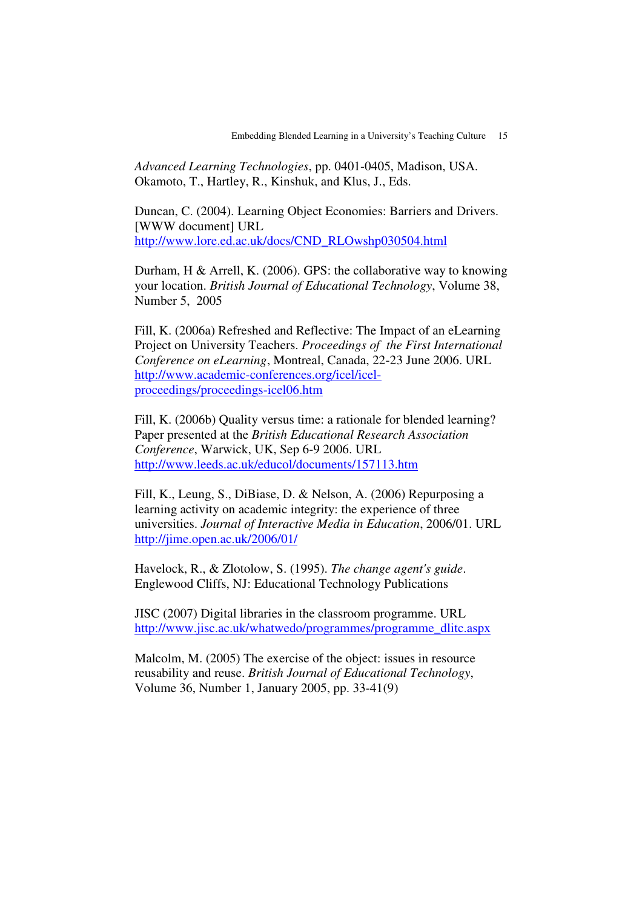*Advanced Learning Technologies*, pp. 0401-0405, Madison, USA. Okamoto, T., Hartley, R., Kinshuk, and Klus, J., Eds.

Duncan, C. (2004). Learning Object Economies: Barriers and Drivers. [WWW document] URL http://www.lore.ed.ac.uk/docs/CND_RLOwshp030504.html

Durham, H & Arrell, K. (2006). GPS: the collaborative way to knowing your location. *British Journal of Educational Technology*, Volume 38, Number 5, 2005

Fill, K. (2006a) Refreshed and Reflective: The Impact of an eLearning Project on University Teachers. *Proceedings of the First International Conference on eLearning*, Montreal, Canada, 22-23 June 2006. URL http://www.academic-conferences.org/icel/icel-proceedings/proceedings-icel06.htm

Fill, K. (2006b) Quality versus time: a rationale for blended learning? Paper presented at the *British Educational Research Association Conference*, Warwick, UK, Sep 6-9 2006. URL http://www.leeds.ac.uk/educol/documents/157113.htm

Fill, K., Leung, S., DiBiase, D. & Nelson, A. (2006) Repurposing a learning activity on academic integrity: the experience of three universities. *Journal of Interactive Media in Education*, 2006/01. URL http://jime.open.ac.uk/2006/01/

Havelock, R., & Zlotolow, S. (1995). *The change agent's guide*. Englewood Cliffs, NJ: Educational Technology Publications

JISC (2007) Digital libraries in the classroom programme. URL http://www.jisc.ac.uk/whatwedo/programmes/programme_dlitc.aspx

Malcolm, M. (2005) The exercise of the object: issues in resource reusability and reuse. *British Journal of Educational Technology*, Volume 36, Number 1, January 2005, pp. 33-41(9)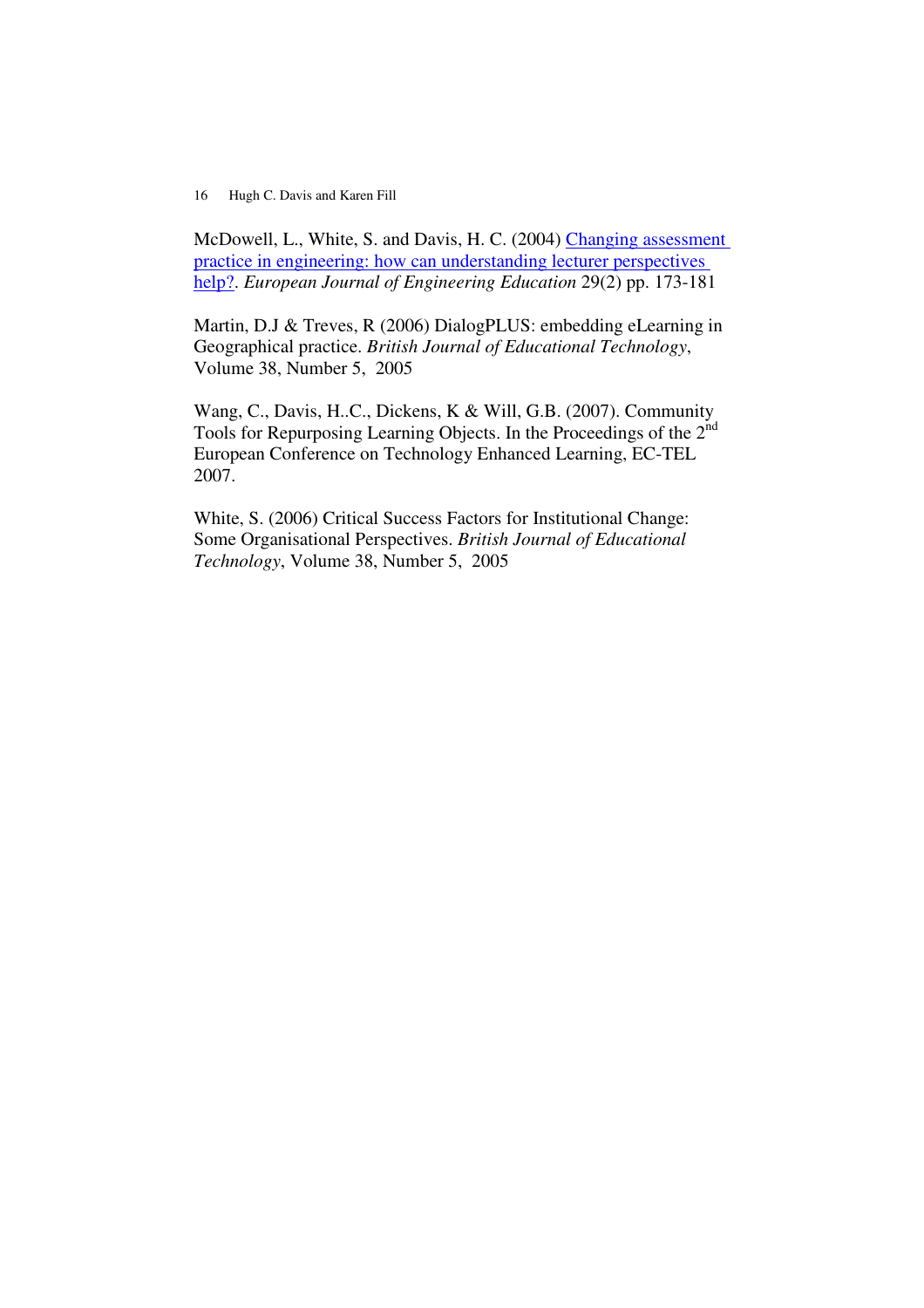McDowell, L., White, S. and Davis, H. C. (2004) Changing assessment practice in engineering: how can understanding lecturer perspectives help?. *European Journal of Engineering Education* 29(2) pp. 173-181

Martin, D.J & Treves, R (2006) DialogPLUS: embedding eLearning in Geographical practice. *British Journal of Educational Technology*, Volume 38, Number 5, 2005

Wang, C., Davis, H..C., Dickens, K & Will, G.B. (2007). Community Tools for Repurposing Learning Objects. In the Proceedings of the 2nd European Conference on Technology Enhanced Learning, EC-TEL 2007.

White, S. (2006) Critical Success Factors for Institutional Change: Some Organisational Perspectives. *British Journal of Educational Technology*, Volume 38, Number 5, 2005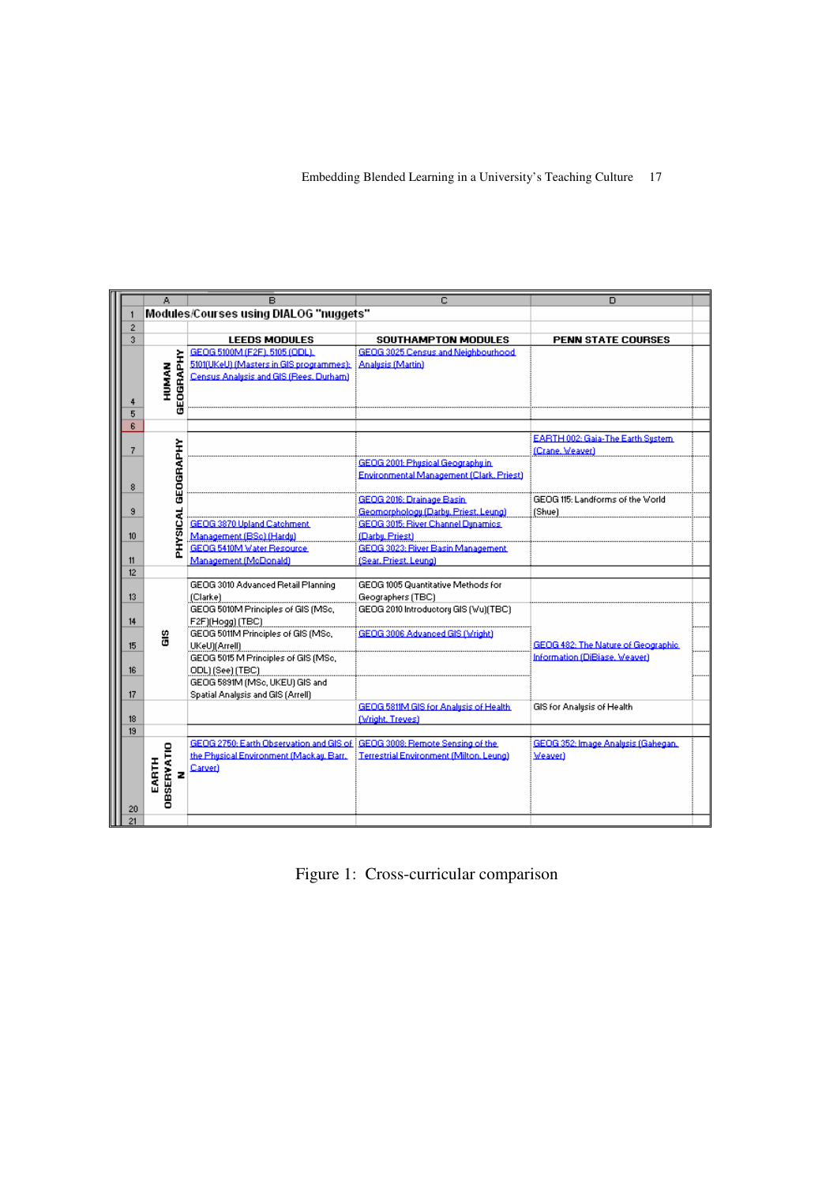**Modules/Courses using DIALOG "nuggets"**

| | LEEDS MODULES | SOUTHAMPTON MODULES | PENN STATE COURSES |
|---|---|---|---|
| HUMAN GEOGRAPHY | GEOG 5100M (F2F), 5105 (ODL), 5101(UKeU) (Masters in GIS programmes): Census Analysis and GIS (Rees, Durham) | GEOG 3025 Census and Neighbourhood Analysis (Martin) | |
| PHYSICAL GEOGRAPHY | | | EARTH 002: Gaia-The Earth System (Crane, Weaver) |
| | | GEOG 2001: Physical Geography in Environmental Management (Clark, Priest) | |
| | | GEOG 2016: Drainage Basin Geomorphology (Darby, Priest, Leung) | GEOG 115: Landforms of the World (Shue) |
| | GEOG 3870 Upland Catchment Management (BSc) (Hardy) | GEOG 3015: River Channel Dynamics (Darby, Priest) | |
| | GEOG 5410M Water Resource Management (McDonald) | GEOG 3023: River Basin Management (Sear, Priest, Leung) | |
| GIS | GEOG 3010 Advanced Retail Planning (Clarke) | GEOG 1005 Quantitative Methods for Geographers (TBC) | |
| | GEOG 5010M Principles of GIS (MSc, F2F)(Hogg) (TBC) | GEOG 2010 Introductory GIS (Wu)(TBC) | |
| | GEOG 5011M Principles of GIS (MSc, UKeU)(Arrell) | GEOG 3006 Advanced GIS (Wright) | GEOG 482: The Nature of Geographic Information (DiBiase, Weaver) |
| | GEOG 5015 M Principles of GIS (MSc, ODL) (See) (TBC) | | |
| | GEOG 5891M (MSc, UKEU) GIS and Spatial Analysis and GIS (Arrell) | | |
| | | GEOG 5811M GIS for Analysis of Health (Wright, Treves) | GIS for Analysis of Health |
| EARTH OBSERVATION | GEOG 2750: Earth Observation and GIS of the Physical Environment (Mackay, Barr, Carver) | GEOG 3008: Remote Sensing of the Terrestrial Environment (Milton, Leung) | GEOG 352: Image Analysis (Gahegan, Weaver) |

Figure 1: Cross-curricular comparison